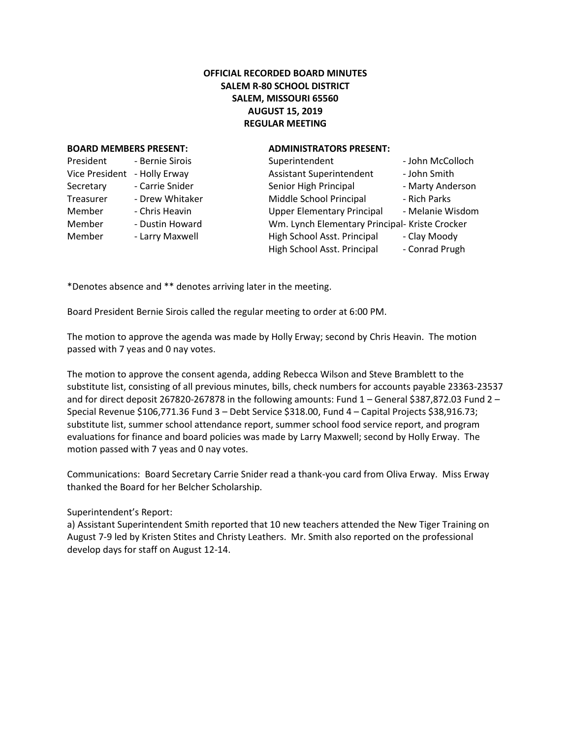**OFFICIAL RECORDED BOARD MINUTES**
**SALEM R-80 SCHOOL DISTRICT**
**SALEM, MISSOURI 65560**
**AUGUST 15, 2019**
**REGULAR MEETING**

| **BOARD MEMBERS PRESENT:** | | **ADMINISTRATORS PRESENT:** | |
|---|---|---|---|
| President | - Bernie Sirois | Superintendent | - John McColloch |
| Vice President | - Holly Erway | Assistant Superintendent | - John Smith |
| Secretary | - Carrie Snider | Senior High Principal | - Marty Anderson |
| Treasurer | - Drew Whitaker | Middle School Principal | - Rich Parks |
| Member | - Chris Heavin | Upper Elementary Principal | - Melanie Wisdom |
| Member | - Dustin Howard | Wm. Lynch Elementary Principal | - Kriste Crocker |
| Member | - Larry Maxwell | High School Asst. Principal | - Clay Moody |
| | | High School Asst. Principal | - Conrad Prugh |

*Denotes absence and ** denotes arriving later in the meeting.

Board President Bernie Sirois called the regular meeting to order at 6:00 PM.

The motion to approve the agenda was made by Holly Erway; second by Chris Heavin. The motion passed with 7 yeas and 0 nay votes.

The motion to approve the consent agenda, adding Rebecca Wilson and Steve Bramblett to the substitute list, consisting of all previous minutes, bills, check numbers for accounts payable 23363-23537 and for direct deposit 267820-267878 in the following amounts: Fund 1 – General $387,872.03 Fund 2 – Special Revenue $106,771.36 Fund 3 – Debt Service $318.00, Fund 4 – Capital Projects $38,916.73; substitute list, summer school attendance report, summer school food service report, and program evaluations for finance and board policies was made by Larry Maxwell; second by Holly Erway. The motion passed with 7 yeas and 0 nay votes.

Communications: Board Secretary Carrie Snider read a thank-you card from Oliva Erway. Miss Erway thanked the Board for her Belcher Scholarship.

Superintendent's Report:

a) Assistant Superintendent Smith reported that 10 new teachers attended the New Tiger Training on August 7-9 led by Kristen Stites and Christy Leathers. Mr. Smith also reported on the professional develop days for staff on August 12-14.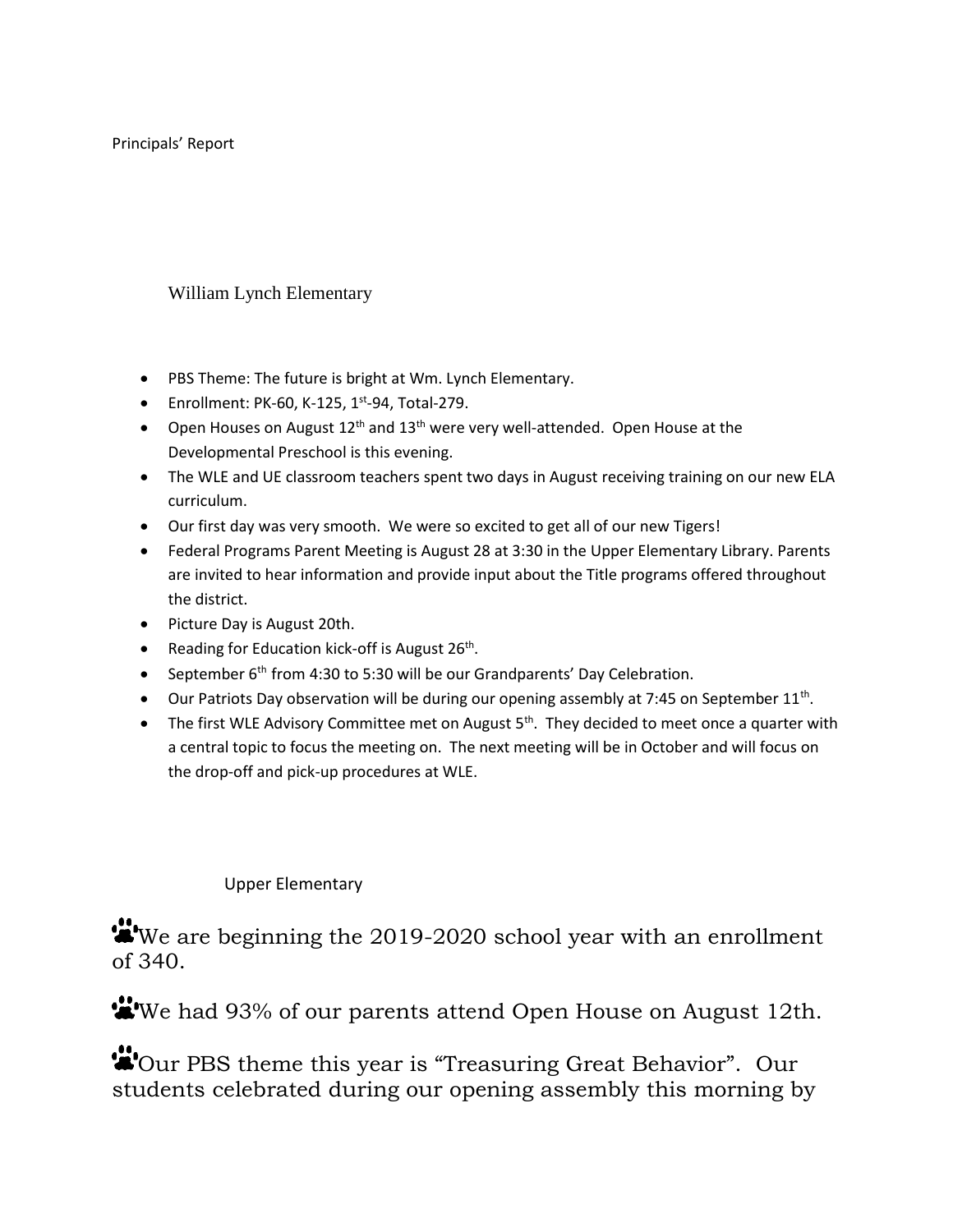Principals' Report

## William Lynch Elementary

- PBS Theme: The future is bright at Wm. Lynch Elementary.
- Enrollment: PK-60, K-125, 1st-94, Total-279.
- Open Houses on August 12th and 13th were very well-attended. Open House at the Developmental Preschool is this evening.
- The WLE and UE classroom teachers spent two days in August receiving training on our new ELA curriculum.
- Our first day was very smooth. We were so excited to get all of our new Tigers!
- Federal Programs Parent Meeting is August 28 at 3:30 in the Upper Elementary Library. Parents are invited to hear information and provide input about the Title programs offered throughout the district.
- Picture Day is August 20th.
- Reading for Education kick-off is August 26th.
- September 6th from 4:30 to 5:30 will be our Grandparents' Day Celebration.
- Our Patriots Day observation will be during our opening assembly at 7:45 on September 11th.
- The first WLE Advisory Committee met on August 5th. They decided to meet once a quarter with a central topic to focus the meeting on. The next meeting will be in October and will focus on the drop-off and pick-up procedures at WLE.

## Upper Elementary

We are beginning the 2019-2020 school year with an enrollment of 340.

We had 93% of our parents attend Open House on August 12th.

Our PBS theme this year is "Treasuring Great Behavior". Our students celebrated during our opening assembly this morning by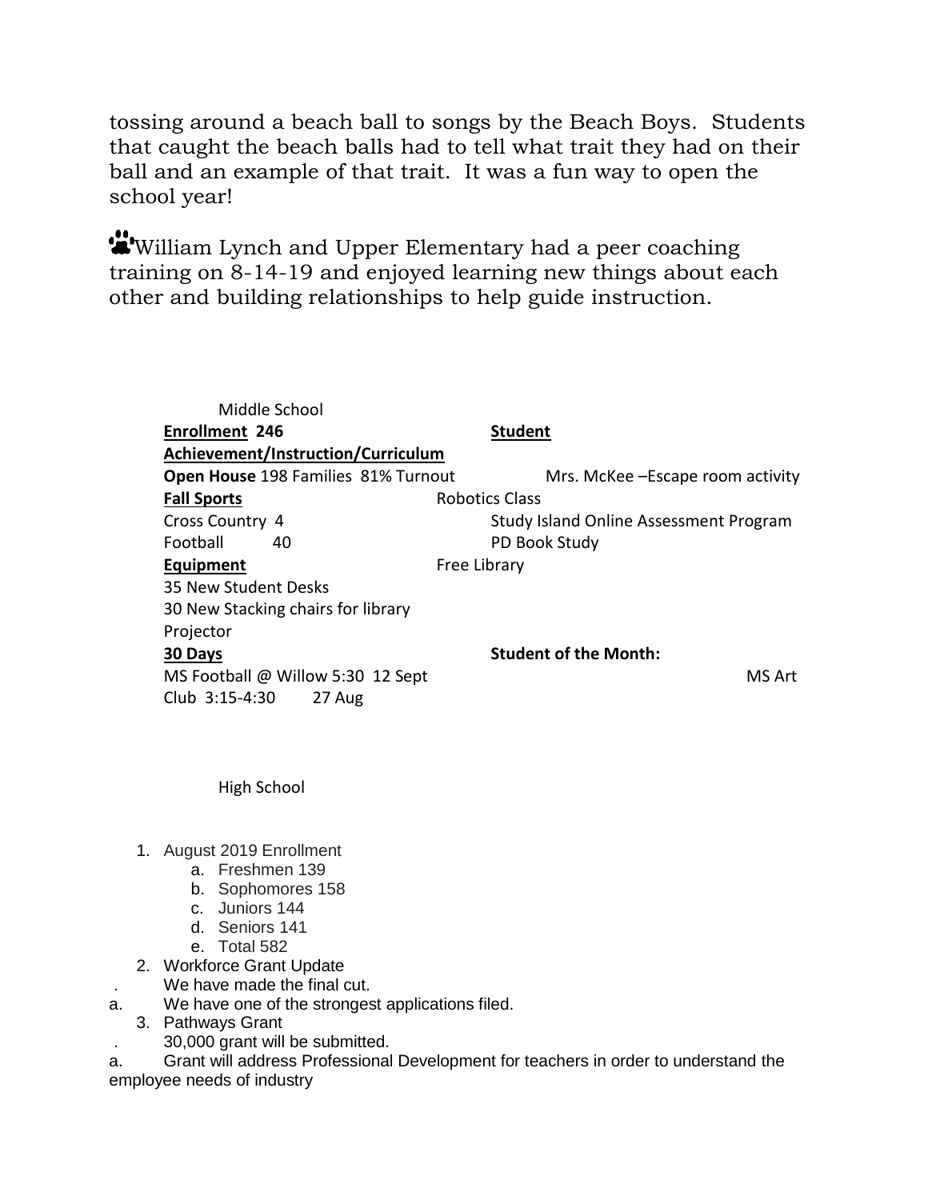tossing around a beach ball to songs by the Beach Boys. Students that caught the beach balls had to tell what trait they had on their ball and an example of that trait. It was a fun way to open the school year!

🐾William Lynch and Upper Elementary had a peer coaching training on 8-14-19 and enjoyed learning new things about each other and building relationships to help guide instruction.

Middle School

**Enrollment 246**

**Open House** 198 Families 81% Turnout

**Fall Sports**

Cross Country 4

Football 40

**Equipment**

35 New Student Desks

30 New Stacking chairs for library

Projector

**30 Days**

MS Football @ Willow 5:30 12 Sept

MS Art Club 3:15-4:30 27 Aug

**Student Achievement/Instruction/Curriculum**

Mrs. McKee –Escape room activity

Robotics Class

Study Island Online Assessment Program

PD Book Study

Free Library

**Student of the Month:**

High School

1. August 2019 Enrollment
   a. Freshmen 139
   b. Sophomores 158
   c. Juniors 144
   d. Seniors 141
   e. Total 582
2. Workforce Grant Update
   - We have made the final cut.
   a. We have one of the strongest applications filed.
3. Pathways Grant
   - 30,000 grant will be submitted.
   a. Grant will address Professional Development for teachers in order to understand the employee needs of industry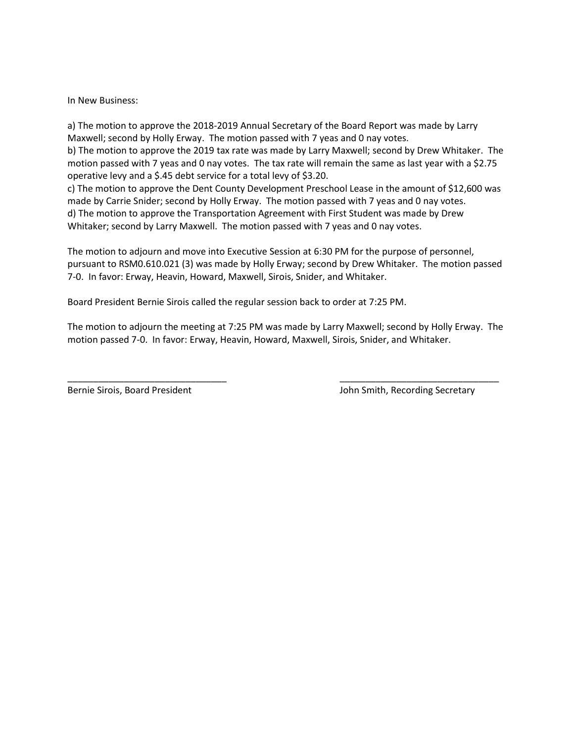In New Business:

a) The motion to approve the 2018-2019 Annual Secretary of the Board Report was made by Larry Maxwell; second by Holly Erway. The motion passed with 7 yeas and 0 nay votes.
b) The motion to approve the 2019 tax rate was made by Larry Maxwell; second by Drew Whitaker. The motion passed with 7 yeas and 0 nay votes. The tax rate will remain the same as last year with a $2.75 operative levy and a $.45 debt service for a total levy of $3.20.
c) The motion to approve the Dent County Development Preschool Lease in the amount of $12,600 was made by Carrie Snider; second by Holly Erway. The motion passed with 7 yeas and 0 nay votes.
d) The motion to approve the Transportation Agreement with First Student was made by Drew Whitaker; second by Larry Maxwell. The motion passed with 7 yeas and 0 nay votes.

The motion to adjourn and move into Executive Session at 6:30 PM for the purpose of personnel, pursuant to RSM0.610.021 (3) was made by Holly Erway; second by Drew Whitaker. The motion passed 7-0. In favor: Erway, Heavin, Howard, Maxwell, Sirois, Snider, and Whitaker.

Board President Bernie Sirois called the regular session back to order at 7:25 PM.

The motion to adjourn the meeting at 7:25 PM was made by Larry Maxwell; second by Holly Erway. The motion passed 7-0. In favor: Erway, Heavin, Howard, Maxwell, Sirois, Snider, and Whitaker.

_______________________________ _______________________________
Bernie Sirois, Board President John Smith, Recording Secretary